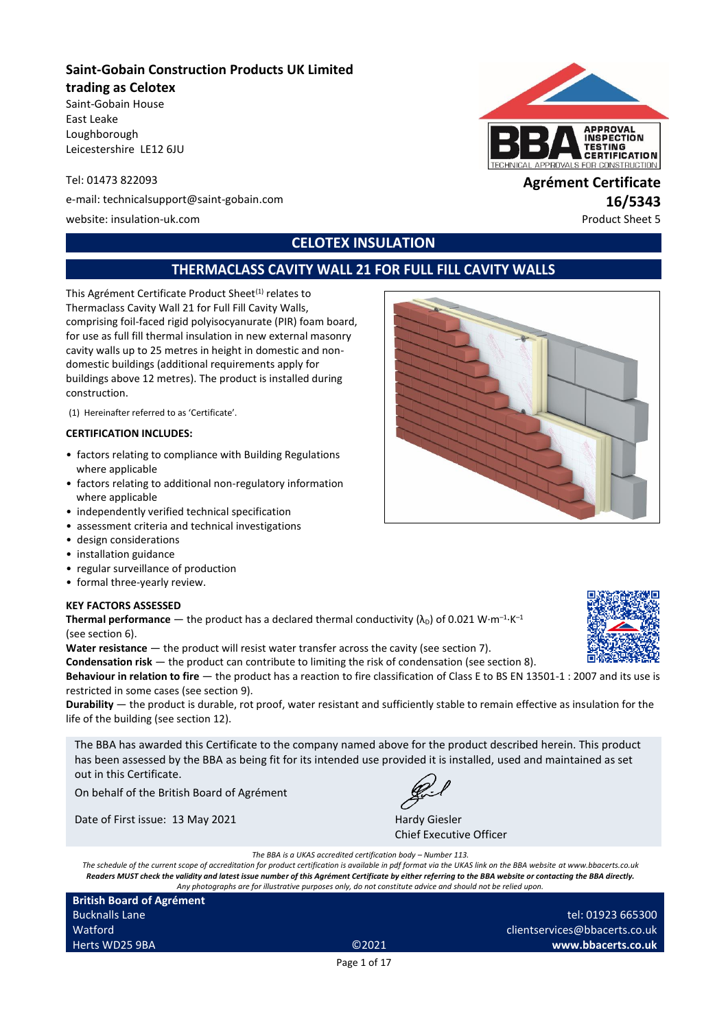**Saint-Gobain Construction Products UK Limited trading as Celotex**

Saint-Gobain House
East Leake
Loughborough
Leicestershire LE12 6JU

Tel: 01473 822093

e-mail: technicalsupport@saint-gobain.com

website: insulation-uk.com

**Agrément Certificate**
**16/5343**
Product Sheet 5

## CELOTEX INSULATION

## THERMACLASS CAVITY WALL 21 FOR FULL FILL CAVITY WALLS

This Agrément Certificate Product Sheet[1] relates to Thermaclass Cavity Wall 21 for Full Fill Cavity Walls, comprising foil-faced rigid polyisocyanurate (PIR) foam board, for use as full fill thermal insulation in new external masonry cavity walls up to 25 metres in height in domestic and non-domestic buildings (additional requirements apply for buildings above 12 metres). The product is installed during construction.

(1) Hereinafter referred to as 'Certificate'.

**CERTIFICATION INCLUDES:**

- factors relating to compliance with Building Regulations where applicable
- factors relating to additional non-regulatory information where applicable
- independently verified technical specification
- assessment criteria and technical investigations
- design considerations
- installation guidance
- regular surveillance of production
- formal three-yearly review.

**KEY FACTORS ASSESSED**

**Thermal performance** — the product has a declared thermal conductivity ($\lambda_D$) of 0.021 $W \cdot m^{-1} \cdot K^{-1}$ (see section 6).

**Water resistance** — the product will resist water transfer across the cavity (see section 7).

**Condensation risk** — the product can contribute to limiting the risk of condensation (see section 8).

**Behaviour in relation to fire** — the product has a reaction to fire classification of Class E to BS EN 13501-1 : 2007 and its use is restricted in some cases (see section 9).

**Durability** — the product is durable, rot proof, water resistant and sufficiently stable to remain effective as insulation for the life of the building (see section 12).

The BBA has awarded this Certificate to the company named above for the product described herein. This product has been assessed by the BBA as being fit for its intended use provided it is installed, used and maintained as set out in this Certificate.

On behalf of the British Board of Agrément

Date of First issue: 13 May 2021

Hardy Giesler
Chief Executive Officer

*The BBA is a UKAS accredited certification body – Number 113.*
*The schedule of the current scope of accreditation for product certification is available in pdf format via the UKAS link on the BBA website at www.bbacerts.co.uk*
***Readers MUST check the validity and latest issue number of this Agrément Certificate by either referring to the BBA website or contacting the BBA directly.***
*Any photographs are for illustrative purposes only, do not constitute advice and should not be relied upon.*

**British Board of Agrément**
Bucknalls Lane
Watford
Herts WD25 9BA

©2021

tel: 01923 665300
clientservices@bbacerts.co.uk
**www.bbacerts.co.uk**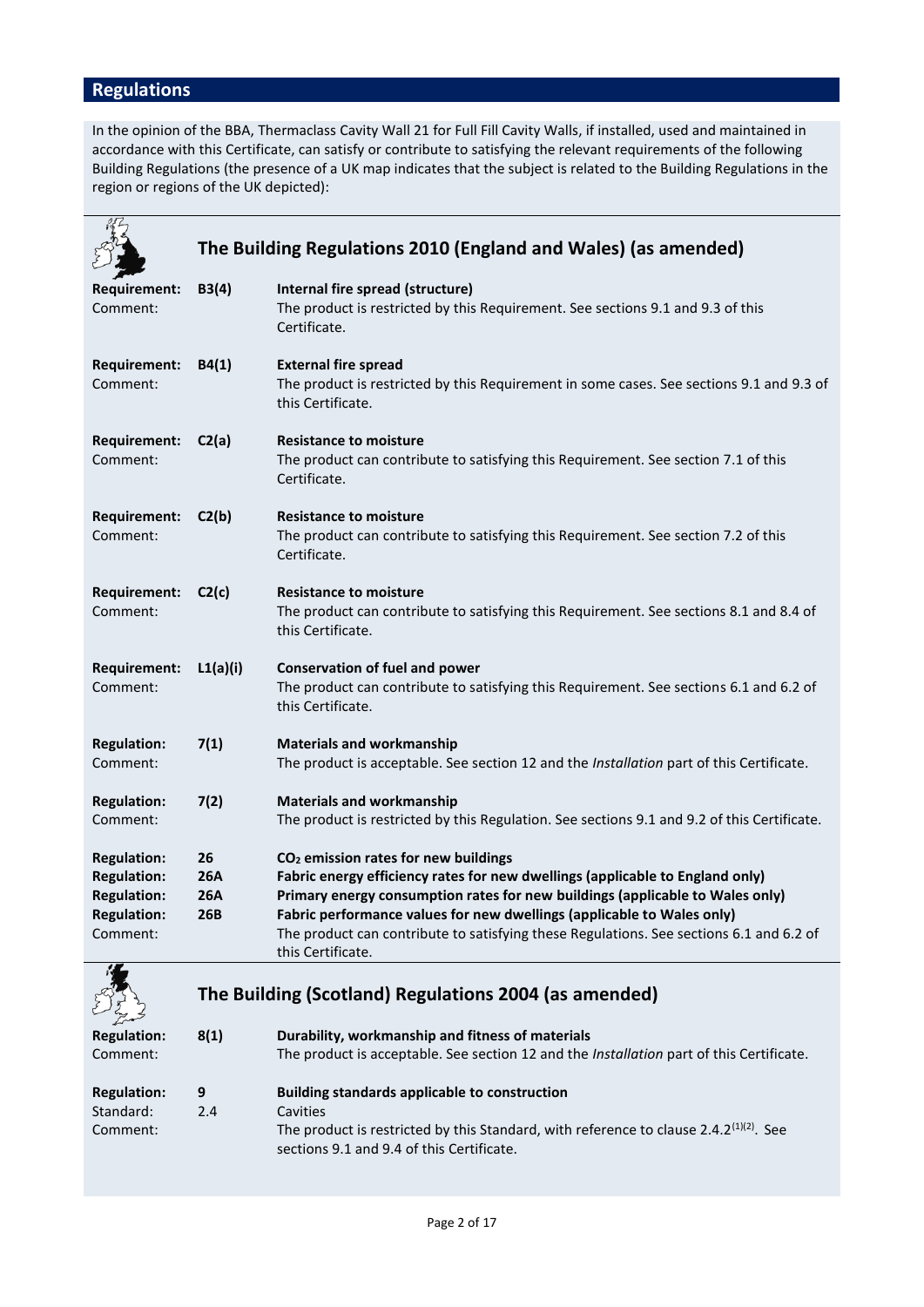## Regulations

In the opinion of the BBA, Thermaclass Cavity Wall 21 for Full Fill Cavity Walls, if installed, used and maintained in accordance with this Certificate, can satisfy or contribute to satisfying the relevant requirements of the following Building Regulations (the presence of a UK map indicates that the subject is related to the Building Regulations in the region or regions of the UK depicted):

### The Building Regulations 2010 (England and Wales) (as amended)

**Requirement: B3(4)** — **Internal fire spread (structure)**
Comment: The product is restricted by this Requirement. See sections 9.1 and 9.3 of this Certificate.

**Requirement: B4(1)** — **External fire spread**
Comment: The product is restricted by this Requirement in some cases. See sections 9.1 and 9.3 of this Certificate.

**Requirement: C2(a)** — **Resistance to moisture**
Comment: The product can contribute to satisfying this Requirement. See section 7.1 of this Certificate.

**Requirement: C2(b)** — **Resistance to moisture**
Comment: The product can contribute to satisfying this Requirement. See section 7.2 of this Certificate.

**Requirement: C2(c)** — **Resistance to moisture**
Comment: The product can contribute to satisfying this Requirement. See sections 8.1 and 8.4 of this Certificate.

**Requirement: L1(a)(i)** — **Conservation of fuel and power**
Comment: The product can contribute to satisfying this Requirement. See sections 6.1 and 6.2 of this Certificate.

**Regulation: 7(1)** — **Materials and workmanship**
Comment: The product is acceptable. See section 12 and the *Installation* part of this Certificate.

**Regulation: 7(2)** — **Materials and workmanship**
Comment: The product is restricted by this Regulation. See sections 9.1 and 9.2 of this Certificate.

**Regulation: 26** — **$CO_2$ emission rates for new buildings**
**Regulation: 26A** — **Fabric energy efficiency rates for new dwellings (applicable to England only)**
**Regulation: 26A** — **Primary energy consumption rates for new buildings (applicable to Wales only)**
**Regulation: 26B** — **Fabric performance values for new dwellings (applicable to Wales only)**
Comment: The product can contribute to satisfying these Regulations. See sections 6.1 and 6.2 of this Certificate.

### The Building (Scotland) Regulations 2004 (as amended)

**Regulation: 8(1)** — **Durability, workmanship and fitness of materials**
Comment: The product is acceptable. See section 12 and the *Installation* part of this Certificate.

**Regulation: 9** — **Building standards applicable to construction**
Standard: 2.4 — Cavities
Comment: The product is restricted by this Standard, with reference to clause 2.4.2[(1)(2)]. See sections 9.1 and 9.4 of this Certificate.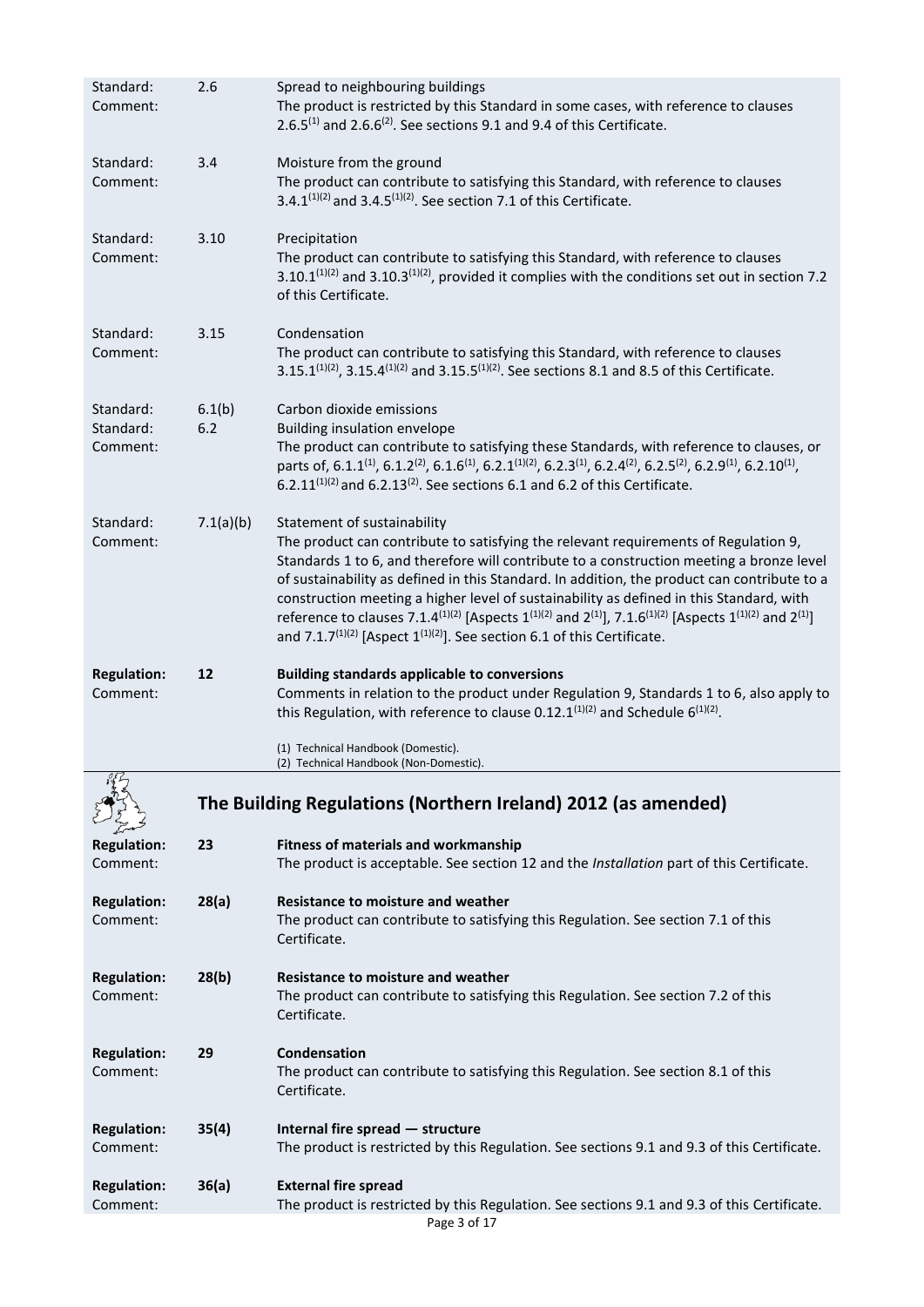Standard: 2.6 Spread to neighbouring buildings
Comment: The product is restricted by this Standard in some cases, with reference to clauses 2.6.5[(1)] and 2.6.6[(2)]. See sections 9.1 and 9.4 of this Certificate.

Standard: 3.4 Moisture from the ground
Comment: The product can contribute to satisfying this Standard, with reference to clauses 3.4.1[(1)(2)] and 3.4.5[(1)(2)]. See section 7.1 of this Certificate.

Standard: 3.10 Precipitation
Comment: The product can contribute to satisfying this Standard, with reference to clauses 3.10.1[(1)(2)] and 3.10.3[(1)(2)], provided it complies with the conditions set out in section 7.2 of this Certificate.

Standard: 3.15 Condensation
Comment: The product can contribute to satisfying this Standard, with reference to clauses 3.15.1[(1)(2)], 3.15.4[(1)(2)] and 3.15.5[(1)(2)]. See sections 8.1 and 8.5 of this Certificate.

Standard: 6.1(b) Carbon dioxide emissions
Standard: 6.2 Building insulation envelope
Comment: The product can contribute to satisfying these Standards, with reference to clauses, or parts of, 6.1.1[(1)], 6.1.2[(2)], 6.1.6[(1)], 6.2.1[(1)(2)], 6.2.3[(1)], 6.2.4[(2)], 6.2.5[(2)], 6.2.9[(1)], 6.2.10[(1)], 6.2.11[(1)(2)] and 6.2.13[(2)]. See sections 6.1 and 6.2 of this Certificate.

Standard: 7.1(a)(b) Statement of sustainability
Comment: The product can contribute to satisfying the relevant requirements of Regulation 9, Standards 1 to 6, and therefore will contribute to a construction meeting a bronze level of sustainability as defined in this Standard. In addition, the product can contribute to a construction meeting a higher level of sustainability as defined in this Standard, with reference to clauses 7.1.4[(1)(2)] [Aspects 1[(1)(2)] and 2[(1)]], 7.1.6[(1)(2)] [Aspects 1[(1)(2)] and 2[(1)]] and 7.1.7[(1)(2)] [Aspect 1[(1)(2)]]. See section 6.1 of this Certificate.

**Regulation: 12 Building standards applicable to conversions**
Comment: Comments in relation to the product under Regulation 9, Standards 1 to 6, also apply to this Regulation, with reference to clause 0.12.1[(1)(2)] and Schedule 6[(1)(2)].

(1) Technical Handbook (Domestic).
(2) Technical Handbook (Non-Domestic).

## The Building Regulations (Northern Ireland) 2012 (as amended)

**Regulation: 23 Fitness of materials and workmanship**
Comment: The product is acceptable. See section 12 and the *Installation* part of this Certificate.

**Regulation: 28(a) Resistance to moisture and weather**
Comment: The product can contribute to satisfying this Regulation. See section 7.1 of this Certificate.

**Regulation: 28(b) Resistance to moisture and weather**
Comment: The product can contribute to satisfying this Regulation. See section 7.2 of this Certificate.

**Regulation: 29 Condensation**
Comment: The product can contribute to satisfying this Regulation. See section 8.1 of this Certificate.

**Regulation: 35(4) Internal fire spread — structure**
Comment: The product is restricted by this Regulation. See sections 9.1 and 9.3 of this Certificate.

**Regulation: 36(a) External fire spread**
Comment: The product is restricted by this Regulation. See sections 9.1 and 9.3 of this Certificate.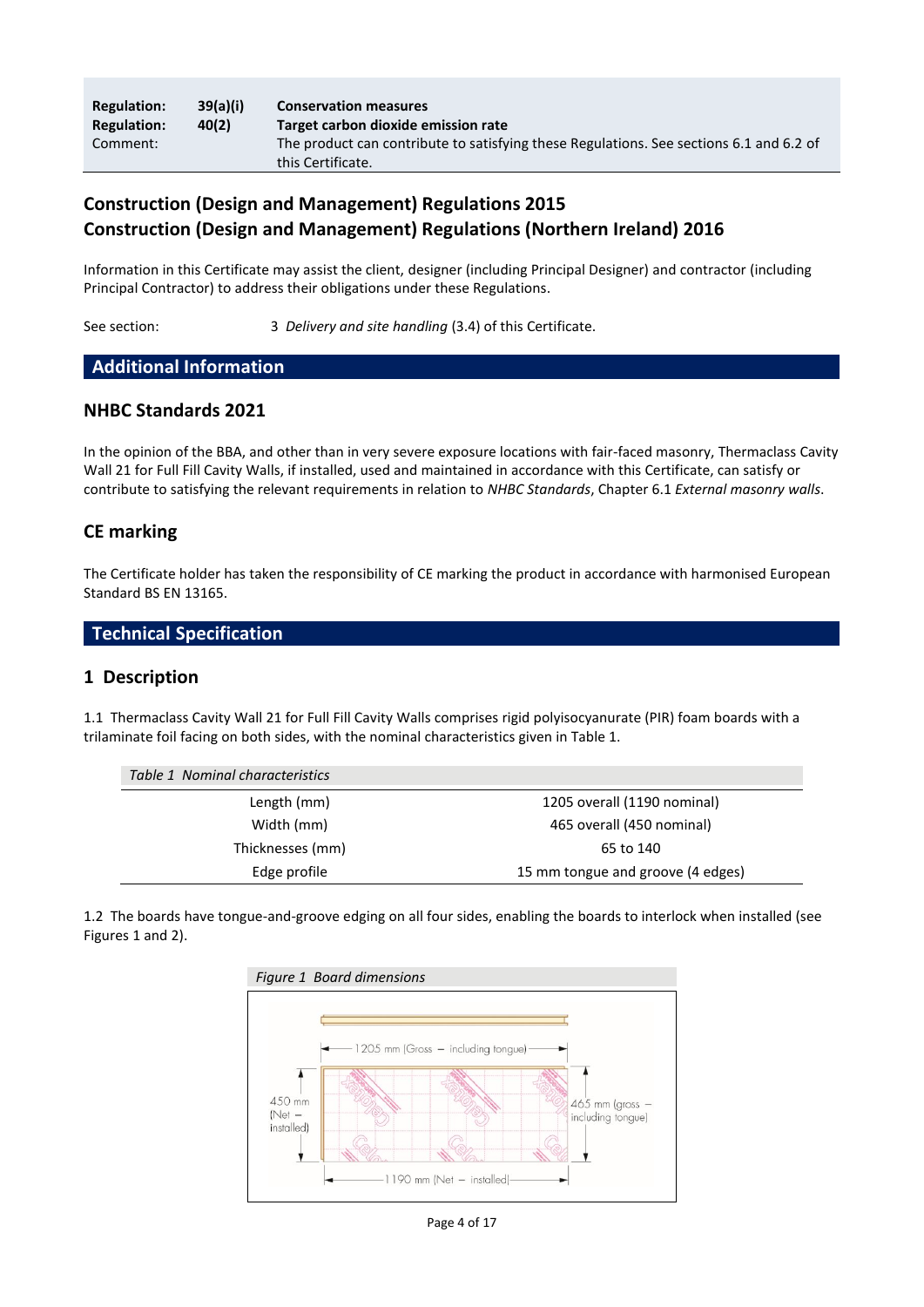| | | |
|---|---|---|
| **Regulation:** | **39(a)(i)** | **Conservation measures** |
| **Regulation:** | **40(2)** | **Target carbon dioxide emission rate** |
| Comment: | | The product can contribute to satisfying these Regulations. See sections 6.1 and 6.2 of this Certificate. |

## Construction (Design and Management) Regulations 2015
## Construction (Design and Management) Regulations (Northern Ireland) 2016

Information in this Certificate may assist the client, designer (including Principal Designer) and contractor (including Principal Contractor) to address their obligations under these Regulations.

See section: 3 *Delivery and site handling* (3.4) of this Certificate.

# Additional Information

## NHBC Standards 2021

In the opinion of the BBA, and other than in very severe exposure locations with fair-faced masonry, Thermaclass Cavity Wall 21 for Full Fill Cavity Walls, if installed, used and maintained in accordance with this Certificate, can satisfy or contribute to satisfying the relevant requirements in relation to *NHBC Standards*, Chapter 6.1 *External masonry walls*.

## CE marking

The Certificate holder has taken the responsibility of CE marking the product in accordance with harmonised European Standard BS EN 13165.

# Technical Specification

## 1 Description

1.1 Thermaclass Cavity Wall 21 for Full Fill Cavity Walls comprises rigid polyisocyanurate (PIR) foam boards with a trilaminate foil facing on both sides, with the nominal characteristics given in Table 1.

*Table 1 Nominal characteristics*

| | |
|---|---|
| Length (mm) | 1205 overall (1190 nominal) |
| Width (mm) | 465 overall (450 nominal) |
| Thicknesses (mm) | 65 to 140 |
| Edge profile | 15 mm tongue and groove (4 edges) |

1.2 The boards have tongue-and-groove edging on all four sides, enabling the boards to interlock when installed (see Figures 1 and 2).

*Figure 1 Board dimensions*

1205 mm (Gross – including tongue)

450 mm (Net – installed)

465 mm (gross – including tongue)

1190 mm (Net – installed)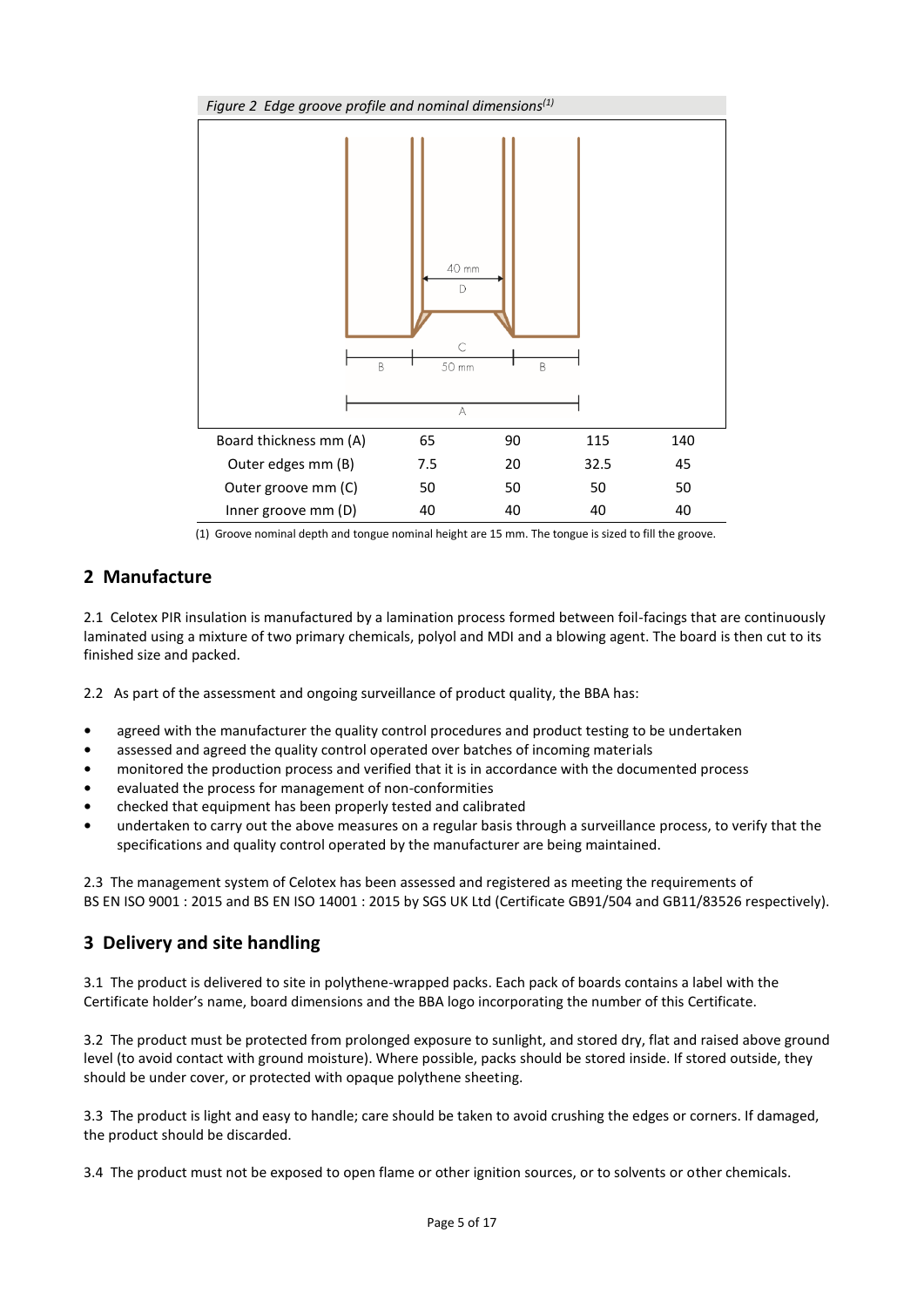*Figure 2 Edge groove profile and nominal dimensions[(1)]*

| Board thickness mm (A) | 65 | 90 | 115 | 140 |
|---|---|---|---|---|
| Outer edges mm (B) | 7.5 | 20 | 32.5 | 45 |
| Outer groove mm (C) | 50 | 50 | 50 | 50 |
| Inner groove mm (D) | 40 | 40 | 40 | 40 |

(1) Groove nominal depth and tongue nominal height are 15 mm. The tongue is sized to fill the groove.

## 2 Manufacture

2.1 Celotex PIR insulation is manufactured by a lamination process formed between foil-facings that are continuously laminated using a mixture of two primary chemicals, polyol and MDI and a blowing agent. The board is then cut to its finished size and packed.

2.2 As part of the assessment and ongoing surveillance of product quality, the BBA has:

- agreed with the manufacturer the quality control procedures and product testing to be undertaken
- assessed and agreed the quality control operated over batches of incoming materials
- monitored the production process and verified that it is in accordance with the documented process
- evaluated the process for management of non-conformities
- checked that equipment has been properly tested and calibrated
- undertaken to carry out the above measures on a regular basis through a surveillance process, to verify that the specifications and quality control operated by the manufacturer are being maintained.

2.3 The management system of Celotex has been assessed and registered as meeting the requirements of BS EN ISO 9001 : 2015 and BS EN ISO 14001 : 2015 by SGS UK Ltd (Certificate GB91/504 and GB11/83526 respectively).

## 3 Delivery and site handling

3.1 The product is delivered to site in polythene-wrapped packs. Each pack of boards contains a label with the Certificate holder's name, board dimensions and the BBA logo incorporating the number of this Certificate.

3.2 The product must be protected from prolonged exposure to sunlight, and stored dry, flat and raised above ground level (to avoid contact with ground moisture). Where possible, packs should be stored inside. If stored outside, they should be under cover, or protected with opaque polythene sheeting.

3.3 The product is light and easy to handle; care should be taken to avoid crushing the edges or corners. If damaged, the product should be discarded.

3.4 The product must not be exposed to open flame or other ignition sources, or to solvents or other chemicals.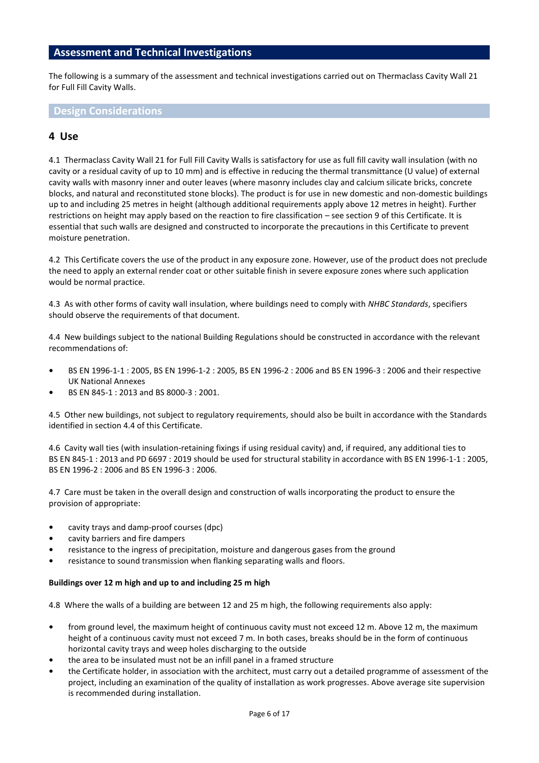## Assessment and Technical Investigations

The following is a summary of the assessment and technical investigations carried out on Thermaclass Cavity Wall 21 for Full Fill Cavity Walls.

### Design Considerations

## 4 Use

4.1 Thermaclass Cavity Wall 21 for Full Fill Cavity Walls is satisfactory for use as full fill cavity wall insulation (with no cavity or a residual cavity of up to 10 mm) and is effective in reducing the thermal transmittance (U value) of external cavity walls with masonry inner and outer leaves (where masonry includes clay and calcium silicate bricks, concrete blocks, and natural and reconstituted stone blocks). The product is for use in new domestic and non-domestic buildings up to and including 25 metres in height (although additional requirements apply above 12 metres in height). Further restrictions on height may apply based on the reaction to fire classification – see section 9 of this Certificate. It is essential that such walls are designed and constructed to incorporate the precautions in this Certificate to prevent moisture penetration.

4.2 This Certificate covers the use of the product in any exposure zone. However, use of the product does not preclude the need to apply an external render coat or other suitable finish in severe exposure zones where such application would be normal practice.

4.3 As with other forms of cavity wall insulation, where buildings need to comply with *NHBC Standards*, specifiers should observe the requirements of that document.

4.4 New buildings subject to the national Building Regulations should be constructed in accordance with the relevant recommendations of:

- BS EN 1996-1-1 : 2005, BS EN 1996-1-2 : 2005, BS EN 1996-2 : 2006 and BS EN 1996-3 : 2006 and their respective UK National Annexes
- BS EN 845-1 : 2013 and BS 8000-3 : 2001.

4.5 Other new buildings, not subject to regulatory requirements, should also be built in accordance with the Standards identified in section 4.4 of this Certificate.

4.6 Cavity wall ties (with insulation-retaining fixings if using residual cavity) and, if required, any additional ties to BS EN 845-1 : 2013 and PD 6697 : 2019 should be used for structural stability in accordance with BS EN 1996-1-1 : 2005, BS EN 1996-2 : 2006 and BS EN 1996-3 : 2006.

4.7 Care must be taken in the overall design and construction of walls incorporating the product to ensure the provision of appropriate:

- cavity trays and damp-proof courses (dpc)
- cavity barriers and fire dampers
- resistance to the ingress of precipitation, moisture and dangerous gases from the ground
- resistance to sound transmission when flanking separating walls and floors.

**Buildings over 12 m high and up to and including 25 m high**

4.8 Where the walls of a building are between 12 and 25 m high, the following requirements also apply:

- from ground level, the maximum height of continuous cavity must not exceed 12 m. Above 12 m, the maximum height of a continuous cavity must not exceed 7 m. In both cases, breaks should be in the form of continuous horizontal cavity trays and weep holes discharging to the outside
- the area to be insulated must not be an infill panel in a framed structure
- the Certificate holder, in association with the architect, must carry out a detailed programme of assessment of the project, including an examination of the quality of installation as work progresses. Above average site supervision is recommended during installation.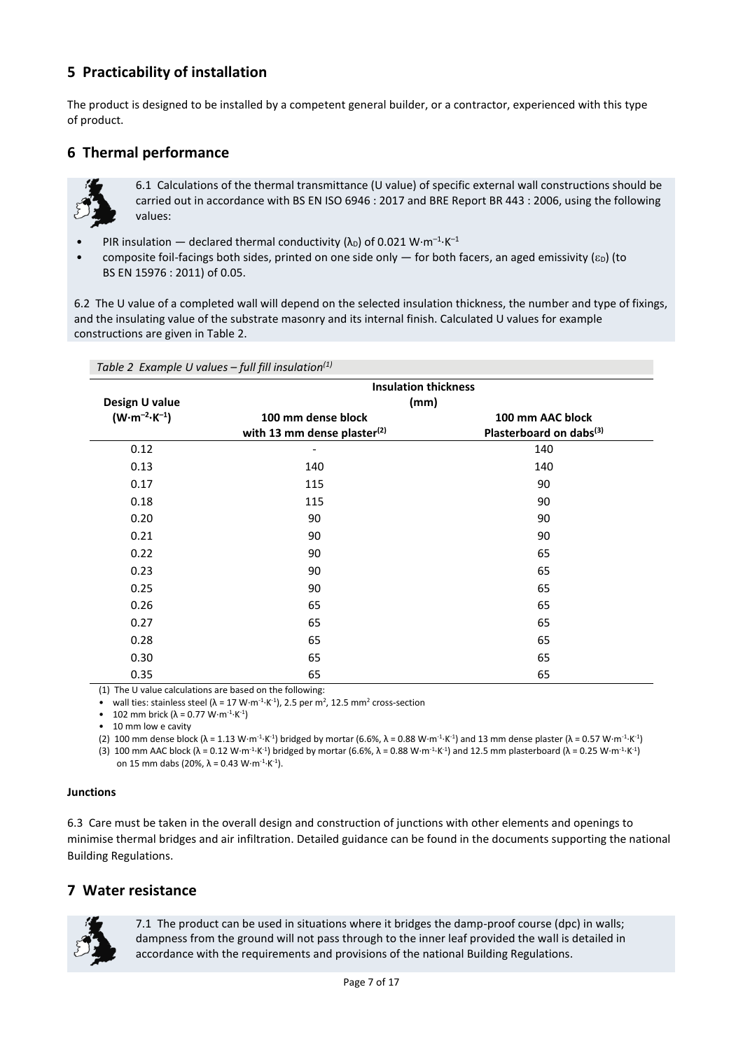## 5 Practicability of installation

The product is designed to be installed by a competent general builder, or a contractor, experienced with this type of product.

## 6 Thermal performance

6.1 Calculations of the thermal transmittance (U value) of specific external wall constructions should be carried out in accordance with BS EN ISO 6946 : 2017 and BRE Report BR 443 : 2006, using the following values:

- PIR insulation — declared thermal conductivity ($\lambda_D$) of 0.021 $W{\cdot}m^{-1}{\cdot}K^{-1}$
- composite foil-facings both sides, printed on one side only — for both facers, an aged emissivity ($\varepsilon_D$) (to BS EN 15976 : 2011) of 0.05.

6.2 The U value of a completed wall will depend on the selected insulation thickness, the number and type of fixings, and the insulating value of the substrate masonry and its internal finish. Calculated U values for example constructions are given in Table 2.

*Table 2 Example U values – full fill insulation(1)*

| Design U value ($W{\cdot}m^{-2}{\cdot}K^{-1}$) | Insulation thickness (mm) | |
|---|---|---|
| | 100 mm dense block with 13 mm dense plaster(2) | 100 mm AAC block Plasterboard on dabs(3) |
| 0.12 | - | 140 |
| 0.13 | 140 | 140 |
| 0.17 | 115 | 90 |
| 0.18 | 115 | 90 |
| 0.20 | 90 | 90 |
| 0.21 | 90 | 90 |
| 0.22 | 90 | 65 |
| 0.23 | 90 | 65 |
| 0.25 | 90 | 65 |
| 0.26 | 65 | 65 |
| 0.27 | 65 | 65 |
| 0.28 | 65 | 65 |
| 0.30 | 65 | 65 |
| 0.35 | 65 | 65 |

(1) The U value calculations are based on the following:

- wall ties: stainless steel ($\lambda$ = 17 $W{\cdot}m^{-1}{\cdot}K^{-1}$), 2.5 per $m^2$, 12.5 $mm^2$ cross-section
- 102 mm brick ($\lambda$ = 0.77 $W{\cdot}m^{-1}{\cdot}K^{-1}$)
- 10 mm low e cavity

(2) 100 mm dense block ($\lambda$ = 1.13 $W{\cdot}m^{-1}{\cdot}K^{-1}$) bridged by mortar (6.6%, $\lambda$ = 0.88 $W{\cdot}m^{-1}{\cdot}K^{-1}$) and 13 mm dense plaster ($\lambda$ = 0.57 $W{\cdot}m^{-1}{\cdot}K^{-1}$)

(3) 100 mm AAC block ($\lambda$ = 0.12 $W{\cdot}m^{-1}{\cdot}K^{-1}$) bridged by mortar (6.6%, $\lambda$ = 0.88 $W{\cdot}m^{-1}{\cdot}K^{-1}$) and 12.5 mm plasterboard ($\lambda$ = 0.25 $W{\cdot}m^{-1}{\cdot}K^{-1}$) on 15 mm dabs (20%, $\lambda$ = 0.43 $W{\cdot}m^{-1}{\cdot}K^{-1}$).

**Junctions**

6.3 Care must be taken in the overall design and construction of junctions with other elements and openings to minimise thermal bridges and air infiltration. Detailed guidance can be found in the documents supporting the national Building Regulations.

## 7 Water resistance

7.1 The product can be used in situations where it bridges the damp-proof course (dpc) in walls; dampness from the ground will not pass through to the inner leaf provided the wall is detailed in accordance with the requirements and provisions of the national Building Regulations.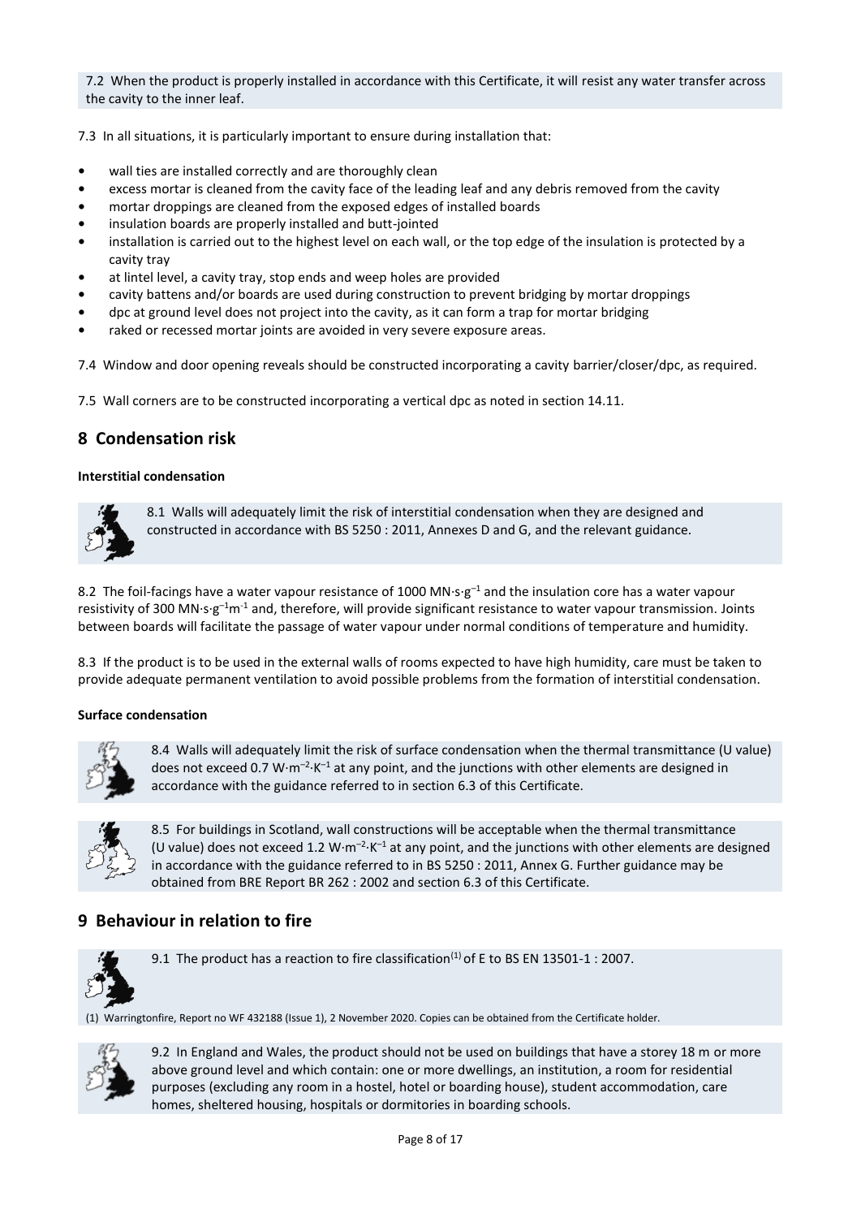7.2 When the product is properly installed in accordance with this Certificate, it will resist any water transfer across the cavity to the inner leaf.

7.3 In all situations, it is particularly important to ensure during installation that:

- wall ties are installed correctly and are thoroughly clean
- excess mortar is cleaned from the cavity face of the leading leaf and any debris removed from the cavity
- mortar droppings are cleaned from the exposed edges of installed boards
- insulation boards are properly installed and butt-jointed
- installation is carried out to the highest level on each wall, or the top edge of the insulation is protected by a cavity tray
- at lintel level, a cavity tray, stop ends and weep holes are provided
- cavity battens and/or boards are used during construction to prevent bridging by mortar droppings
- dpc at ground level does not project into the cavity, as it can form a trap for mortar bridging
- raked or recessed mortar joints are avoided in very severe exposure areas.

7.4 Window and door opening reveals should be constructed incorporating a cavity barrier/closer/dpc, as required.

7.5 Wall corners are to be constructed incorporating a vertical dpc as noted in section 14.11.

## 8 Condensation risk

### Interstitial condensation

8.1 Walls will adequately limit the risk of interstitial condensation when they are designed and constructed in accordance with BS 5250 : 2011, Annexes D and G, and the relevant guidance.

8.2 The foil-facings have a water vapour resistance of 1000 $MN{\cdot}s{\cdot}g^{-1}$ and the insulation core has a water vapour resistivity of 300 $MN{\cdot}s{\cdot}g^{-1}m^{-1}$ and, therefore, will provide significant resistance to water vapour transmission. Joints between boards will facilitate the passage of water vapour under normal conditions of temperature and humidity.

8.3 If the product is to be used in the external walls of rooms expected to have high humidity, care must be taken to provide adequate permanent ventilation to avoid possible problems from the formation of interstitial condensation.

### Surface condensation

8.4 Walls will adequately limit the risk of surface condensation when the thermal transmittance (U value) does not exceed 0.7 $W{\cdot}m^{-2}{\cdot}K^{-1}$ at any point, and the junctions with other elements are designed in accordance with the guidance referred to in section 6.3 of this Certificate.

8.5 For buildings in Scotland, wall constructions will be acceptable when the thermal transmittance (U value) does not exceed 1.2 $W{\cdot}m^{-2}{\cdot}K^{-1}$ at any point, and the junctions with other elements are designed in accordance with the guidance referred to in BS 5250 : 2011, Annex G. Further guidance may be obtained from BRE Report BR 262 : 2002 and section 6.3 of this Certificate.

## 9 Behaviour in relation to fire

9.1 The product has a reaction to fire classification[(1)] of E to BS EN 13501-1 : 2007.

(1) Warringtonfire, Report no WF 432188 (Issue 1), 2 November 2020. Copies can be obtained from the Certificate holder.

9.2 In England and Wales, the product should not be used on buildings that have a storey 18 m or more above ground level and which contain: one or more dwellings, an institution, a room for residential purposes (excluding any room in a hostel, hotel or boarding house), student accommodation, care homes, sheltered housing, hospitals or dormitories in boarding schools.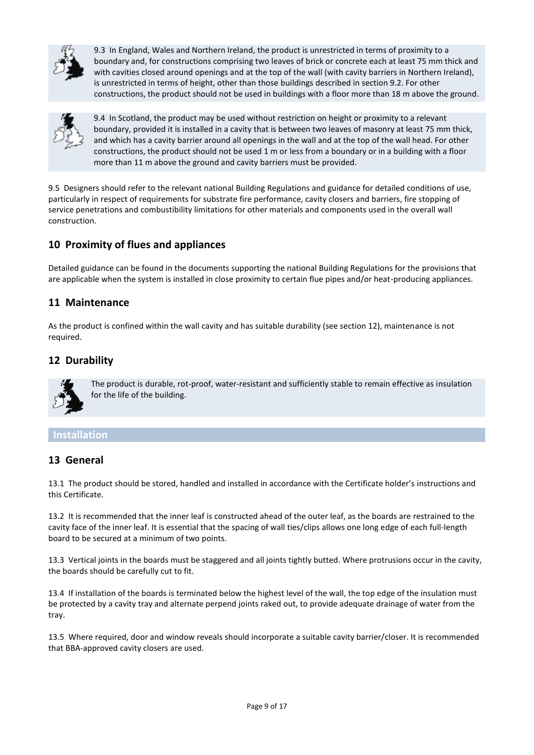9.3 In England, Wales and Northern Ireland, the product is unrestricted in terms of proximity to a boundary and, for constructions comprising two leaves of brick or concrete each at least 75 mm thick and with cavities closed around openings and at the top of the wall (with cavity barriers in Northern Ireland), is unrestricted in terms of height, other than those buildings described in section 9.2. For other constructions, the product should not be used in buildings with a floor more than 18 m above the ground.

9.4 In Scotland, the product may be used without restriction on height or proximity to a relevant boundary, provided it is installed in a cavity that is between two leaves of masonry at least 75 mm thick, and which has a cavity barrier around all openings in the wall and at the top of the wall head. For other constructions, the product should not be used 1 m or less from a boundary or in a building with a floor more than 11 m above the ground and cavity barriers must be provided.

9.5 Designers should refer to the relevant national Building Regulations and guidance for detailed conditions of use, particularly in respect of requirements for substrate fire performance, cavity closers and barriers, fire stopping of service penetrations and combustibility limitations for other materials and components used in the overall wall construction.

## 10 Proximity of flues and appliances

Detailed guidance can be found in the documents supporting the national Building Regulations for the provisions that are applicable when the system is installed in close proximity to certain flue pipes and/or heat-producing appliances.

## 11 Maintenance

As the product is confined within the wall cavity and has suitable durability (see section 12), maintenance is not required.

## 12 Durability

The product is durable, rot-proof, water-resistant and sufficiently stable to remain effective as insulation for the life of the building.

# Installation

## 13 General

13.1 The product should be stored, handled and installed in accordance with the Certificate holder's instructions and this Certificate.

13.2 It is recommended that the inner leaf is constructed ahead of the outer leaf, as the boards are restrained to the cavity face of the inner leaf. It is essential that the spacing of wall ties/clips allows one long edge of each full-length board to be secured at a minimum of two points.

13.3 Vertical joints in the boards must be staggered and all joints tightly butted. Where protrusions occur in the cavity, the boards should be carefully cut to fit.

13.4 If installation of the boards is terminated below the highest level of the wall, the top edge of the insulation must be protected by a cavity tray and alternate perpend joints raked out, to provide adequate drainage of water from the tray.

13.5 Where required, door and window reveals should incorporate a suitable cavity barrier/closer. It is recommended that BBA-approved cavity closers are used.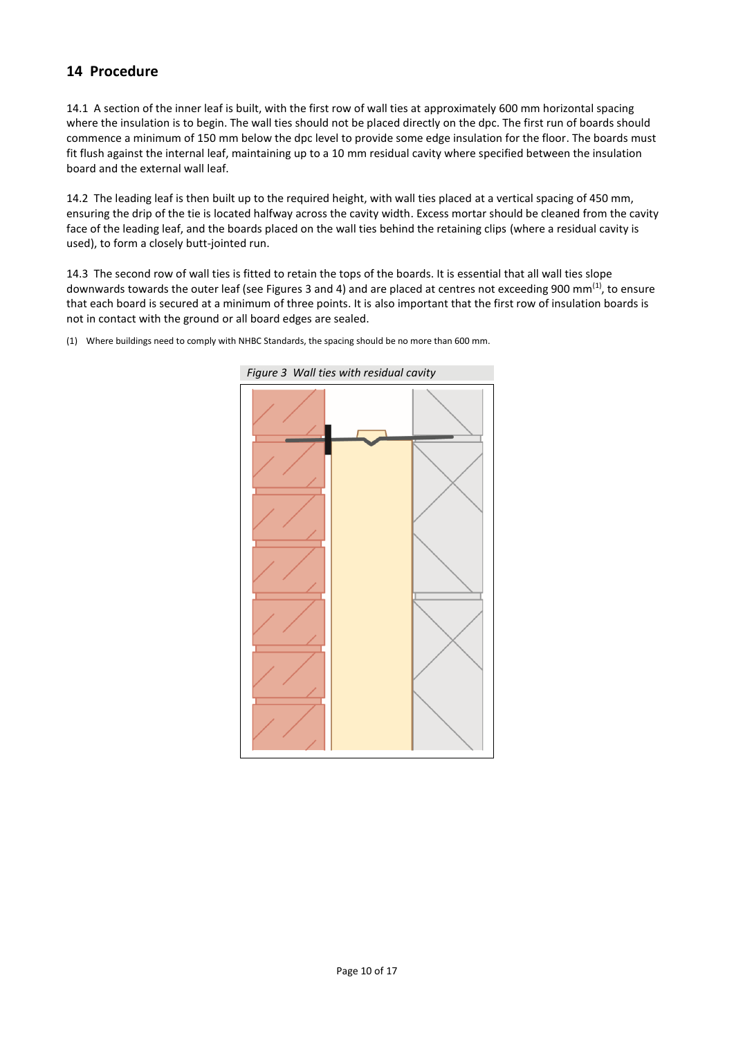## 14 Procedure

14.1 A section of the inner leaf is built, with the first row of wall ties at approximately 600 mm horizontal spacing where the insulation is to begin. The wall ties should not be placed directly on the dpc. The first run of boards should commence a minimum of 150 mm below the dpc level to provide some edge insulation for the floor. The boards must fit flush against the internal leaf, maintaining up to a 10 mm residual cavity where specified between the insulation board and the external wall leaf.

14.2 The leading leaf is then built up to the required height, with wall ties placed at a vertical spacing of 450 mm, ensuring the drip of the tie is located halfway across the cavity width. Excess mortar should be cleaned from the cavity face of the leading leaf, and the boards placed on the wall ties behind the retaining clips (where a residual cavity is used), to form a closely butt-jointed run.

14.3 The second row of wall ties is fitted to retain the tops of the boards. It is essential that all wall ties slope downwards towards the outer leaf (see Figures 3 and 4) and are placed at centres not exceeding 900 mm[(1)], to ensure that each board is secured at a minimum of three points. It is also important that the first row of insulation boards is not in contact with the ground or all board edges are sealed.

(1) Where buildings need to comply with NHBC Standards, the spacing should be no more than 600 mm.

*Figure 3 Wall ties with residual cavity*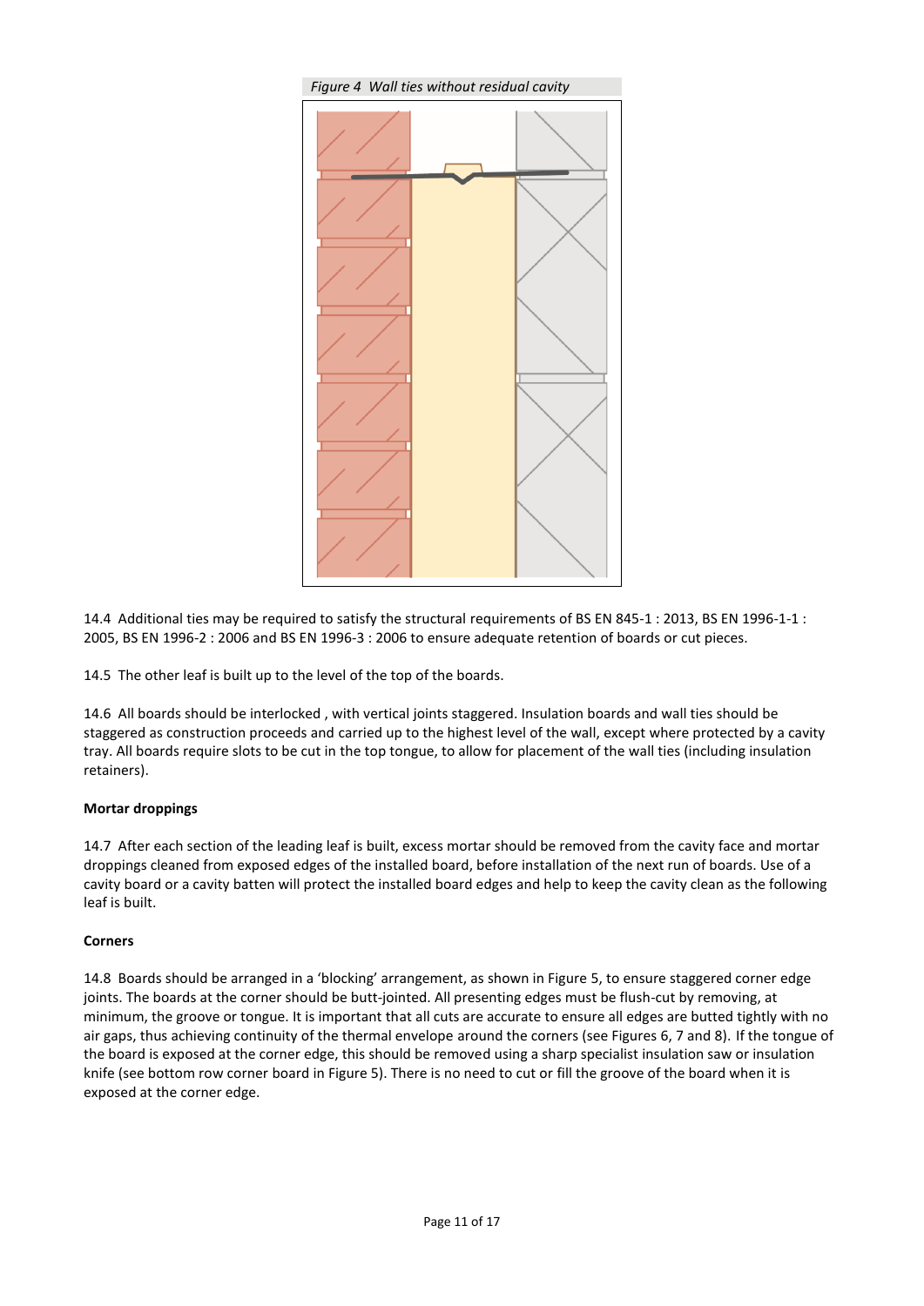*Figure 4 Wall ties without residual cavity*

14.4 Additional ties may be required to satisfy the structural requirements of BS EN 845-1 : 2013, BS EN 1996-1-1 : 2005, BS EN 1996-2 : 2006 and BS EN 1996-3 : 2006 to ensure adequate retention of boards or cut pieces.

14.5 The other leaf is built up to the level of the top of the boards.

14.6 All boards should be interlocked , with vertical joints staggered. Insulation boards and wall ties should be staggered as construction proceeds and carried up to the highest level of the wall, except where protected by a cavity tray. All boards require slots to be cut in the top tongue, to allow for placement of the wall ties (including insulation retainers).

**Mortar droppings**

14.7 After each section of the leading leaf is built, excess mortar should be removed from the cavity face and mortar droppings cleaned from exposed edges of the installed board, before installation of the next run of boards. Use of a cavity board or a cavity batten will protect the installed board edges and help to keep the cavity clean as the following leaf is built.

**Corners**

14.8 Boards should be arranged in a 'blocking' arrangement, as shown in Figure 5, to ensure staggered corner edge joints. The boards at the corner should be butt-jointed. All presenting edges must be flush-cut by removing, at minimum, the groove or tongue. It is important that all cuts are accurate to ensure all edges are butted tightly with no air gaps, thus achieving continuity of the thermal envelope around the corners (see Figures 6, 7 and 8). If the tongue of the board is exposed at the corner edge, this should be removed using a sharp specialist insulation saw or insulation knife (see bottom row corner board in Figure 5). There is no need to cut or fill the groove of the board when it is exposed at the corner edge.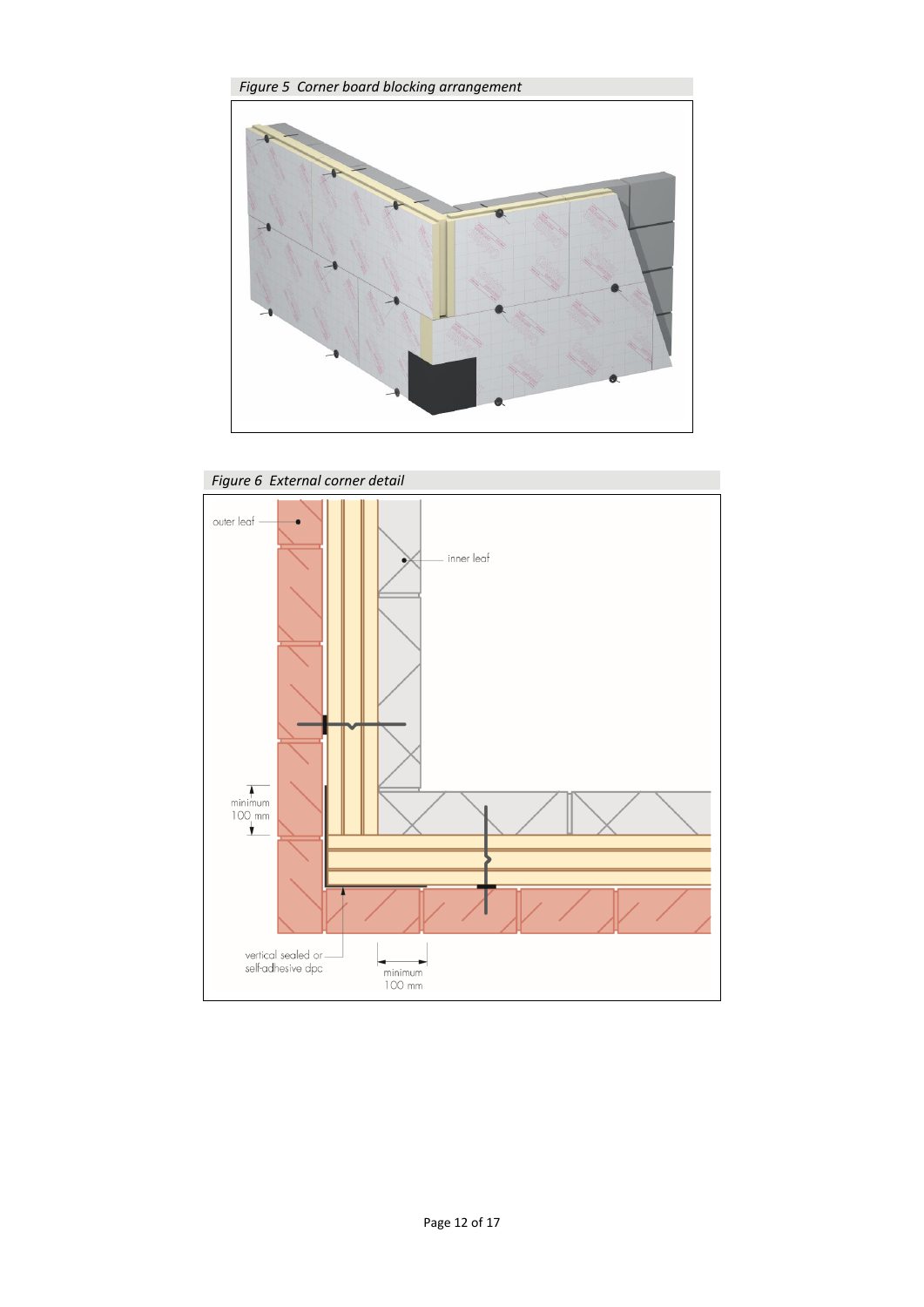*Figure 5 Corner board blocking arrangement*

*Figure 6 External corner detail*

outer leaf

inner leaf

minimum 100 mm

vertical sealed or self-adhesive dpc

minimum 100 mm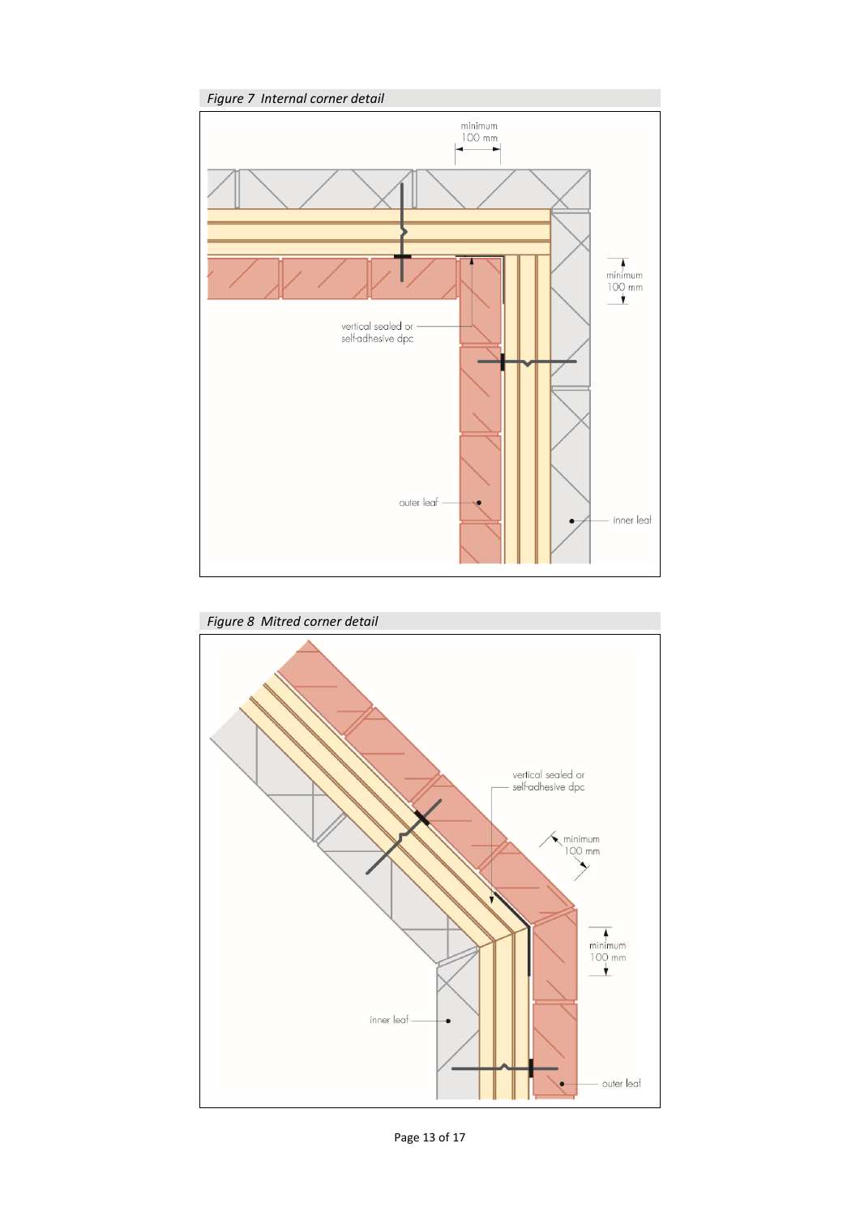*Figure 7 Internal corner detail*

minimum 100 mm

minimum 100 mm

vertical sealed or self-adhesive dpc

outer leaf

inner leaf

*Figure 8 Mitred corner detail*

vertical sealed or self-adhesive dpc

minimum 100 mm

minimum 100 mm

inner leaf

outer leaf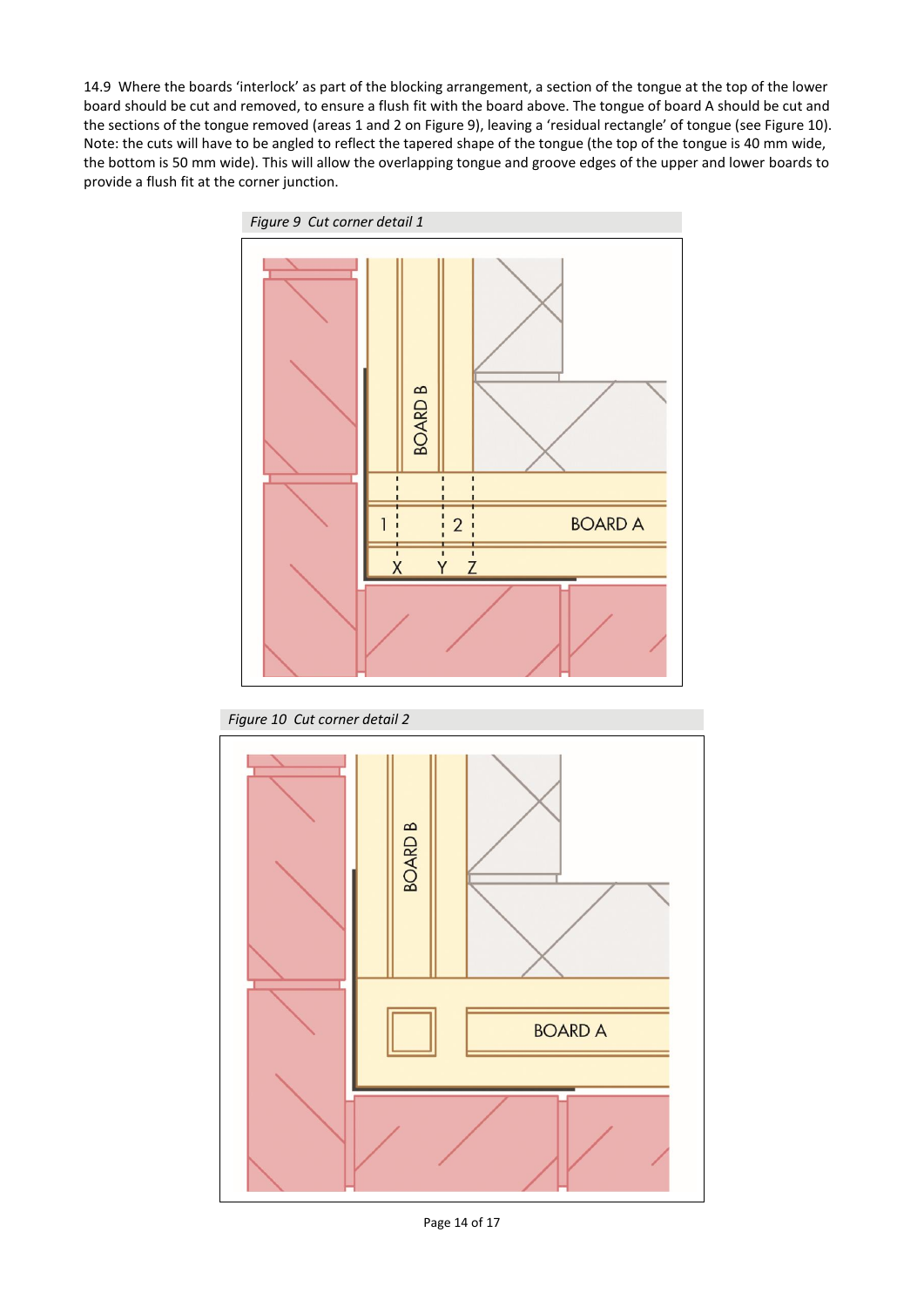14.9 Where the boards 'interlock' as part of the blocking arrangement, a section of the tongue at the top of the lower board should be cut and removed, to ensure a flush fit with the board above. The tongue of board A should be cut and the sections of the tongue removed (areas 1 and 2 on Figure 9), leaving a 'residual rectangle' of tongue (see Figure 10). Note: the cuts will have to be angled to reflect the tapered shape of the tongue (the top of the tongue is 40 mm wide, the bottom is 50 mm wide). This will allow the overlapping tongue and groove edges of the upper and lower boards to provide a flush fit at the corner junction.

*Figure 9 Cut corner detail 1*

*Figure 10 Cut corner detail 2*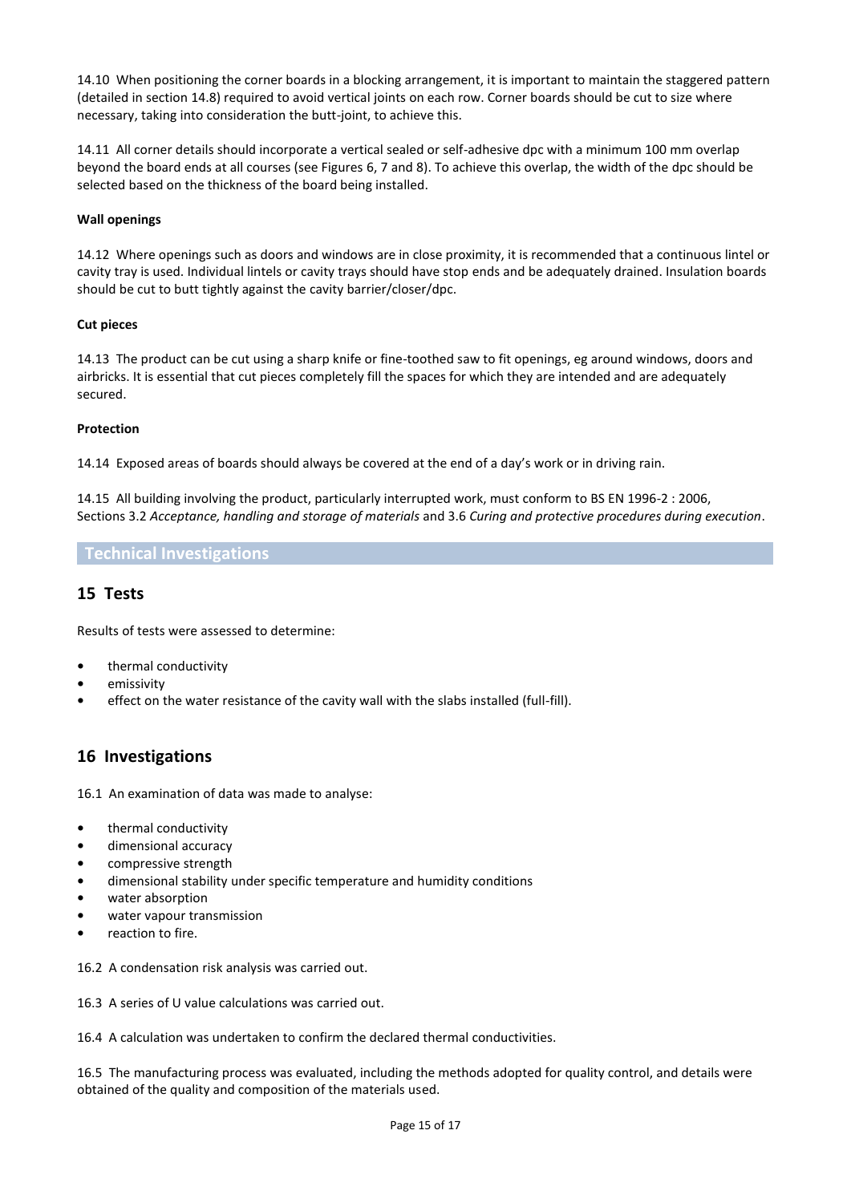14.10 When positioning the corner boards in a blocking arrangement, it is important to maintain the staggered pattern (detailed in section 14.8) required to avoid vertical joints on each row. Corner boards should be cut to size where necessary, taking into consideration the butt-joint, to achieve this.

14.11 All corner details should incorporate a vertical sealed or self-adhesive dpc with a minimum 100 mm overlap beyond the board ends at all courses (see Figures 6, 7 and 8). To achieve this overlap, the width of the dpc should be selected based on the thickness of the board being installed.

**Wall openings**

14.12 Where openings such as doors and windows are in close proximity, it is recommended that a continuous lintel or cavity tray is used. Individual lintels or cavity trays should have stop ends and be adequately drained. Insulation boards should be cut to butt tightly against the cavity barrier/closer/dpc.

**Cut pieces**

14.13 The product can be cut using a sharp knife or fine-toothed saw to fit openings, eg around windows, doors and airbricks. It is essential that cut pieces completely fill the spaces for which they are intended and are adequately secured.

**Protection**

14.14 Exposed areas of boards should always be covered at the end of a day's work or in driving rain.

14.15 All building involving the product, particularly interrupted work, must conform to BS EN 1996-2 : 2006, Sections 3.2 *Acceptance, handling and storage of materials* and 3.6 *Curing and protective procedures during execution*.

## Technical Investigations

## 15 Tests

Results of tests were assessed to determine:

- thermal conductivity
- emissivity
- effect on the water resistance of the cavity wall with the slabs installed (full-fill).

## 16 Investigations

16.1 An examination of data was made to analyse:

- thermal conductivity
- dimensional accuracy
- compressive strength
- dimensional stability under specific temperature and humidity conditions
- water absorption
- water vapour transmission
- reaction to fire.

16.2 A condensation risk analysis was carried out.

16.3 A series of U value calculations was carried out.

16.4 A calculation was undertaken to confirm the declared thermal conductivities.

16.5 The manufacturing process was evaluated, including the methods adopted for quality control, and details were obtained of the quality and composition of the materials used.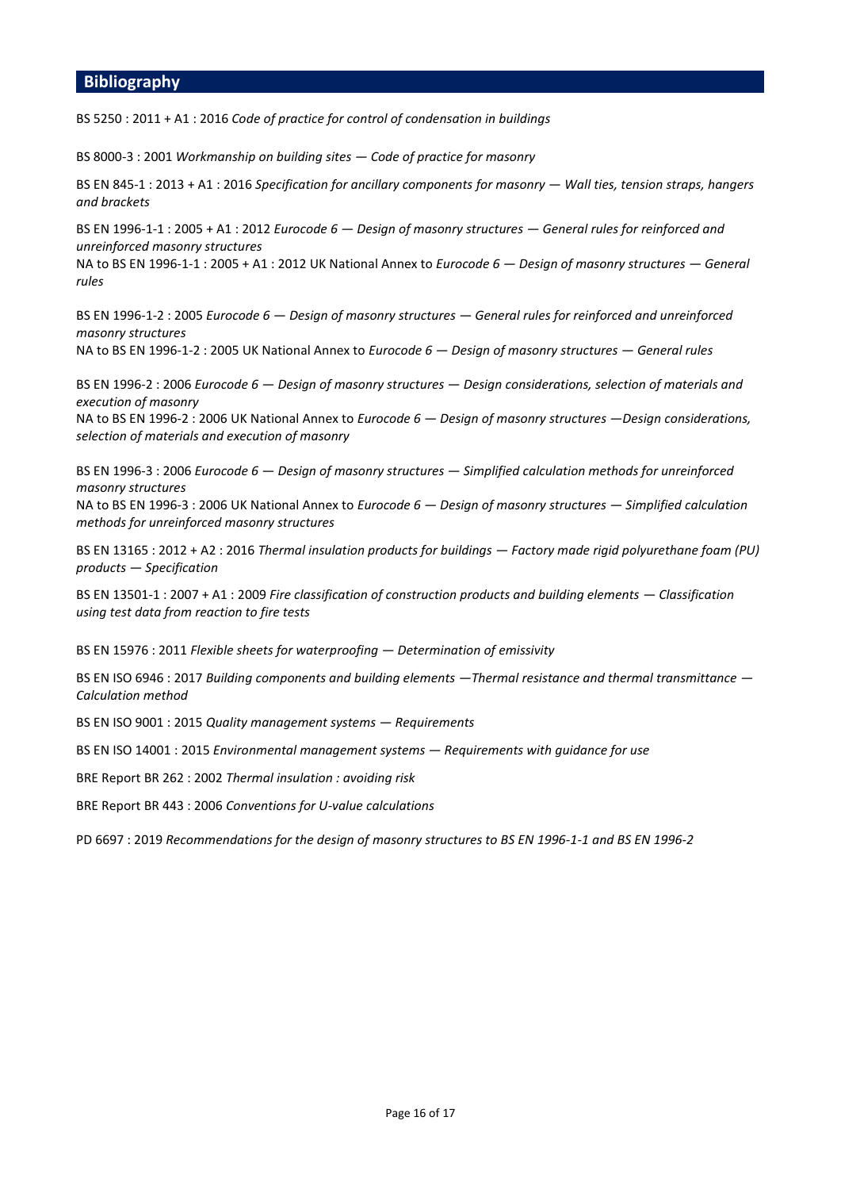## Bibliography

BS 5250 : 2011 + A1 : 2016 *Code of practice for control of condensation in buildings*

BS 8000-3 : 2001 *Workmanship on building sites — Code of practice for masonry*

BS EN 845-1 : 2013 + A1 : 2016 *Specification for ancillary components for masonry — Wall ties, tension straps, hangers and brackets*

BS EN 1996-1-1 : 2005 + A1 : 2012 *Eurocode 6 — Design of masonry structures — General rules for reinforced and unreinforced masonry structures*
NA to BS EN 1996-1-1 : 2005 + A1 : 2012 UK National Annex to *Eurocode 6 — Design of masonry structures — General rules*

BS EN 1996-1-2 : 2005 *Eurocode 6 — Design of masonry structures — General rules for reinforced and unreinforced masonry structures*
NA to BS EN 1996-1-2 : 2005 UK National Annex to *Eurocode 6 — Design of masonry structures — General rules*

BS EN 1996-2 : 2006 *Eurocode 6 — Design of masonry structures — Design considerations, selection of materials and execution of masonry*
NA to BS EN 1996-2 : 2006 UK National Annex to *Eurocode 6 — Design of masonry structures —Design considerations, selection of materials and execution of masonry*

BS EN 1996-3 : 2006 *Eurocode 6 — Design of masonry structures — Simplified calculation methods for unreinforced masonry structures*
NA to BS EN 1996-3 : 2006 UK National Annex to *Eurocode 6 — Design of masonry structures — Simplified calculation methods for unreinforced masonry structures*

BS EN 13165 : 2012 + A2 : 2016 *Thermal insulation products for buildings — Factory made rigid polyurethane foam (PU) products — Specification*

BS EN 13501-1 : 2007 + A1 : 2009 *Fire classification of construction products and building elements — Classification using test data from reaction to fire tests*

BS EN 15976 : 2011 *Flexible sheets for waterproofing — Determination of emissivity*

BS EN ISO 6946 : 2017 *Building components and building elements —Thermal resistance and thermal transmittance — Calculation method*

BS EN ISO 9001 : 2015 *Quality management systems — Requirements*

BS EN ISO 14001 : 2015 *Environmental management systems — Requirements with guidance for use*

BRE Report BR 262 : 2002 *Thermal insulation : avoiding risk*

BRE Report BR 443 : 2006 *Conventions for U-value calculations*

PD 6697 : 2019 *Recommendations for the design of masonry structures to BS EN 1996-1-1 and BS EN 1996-2*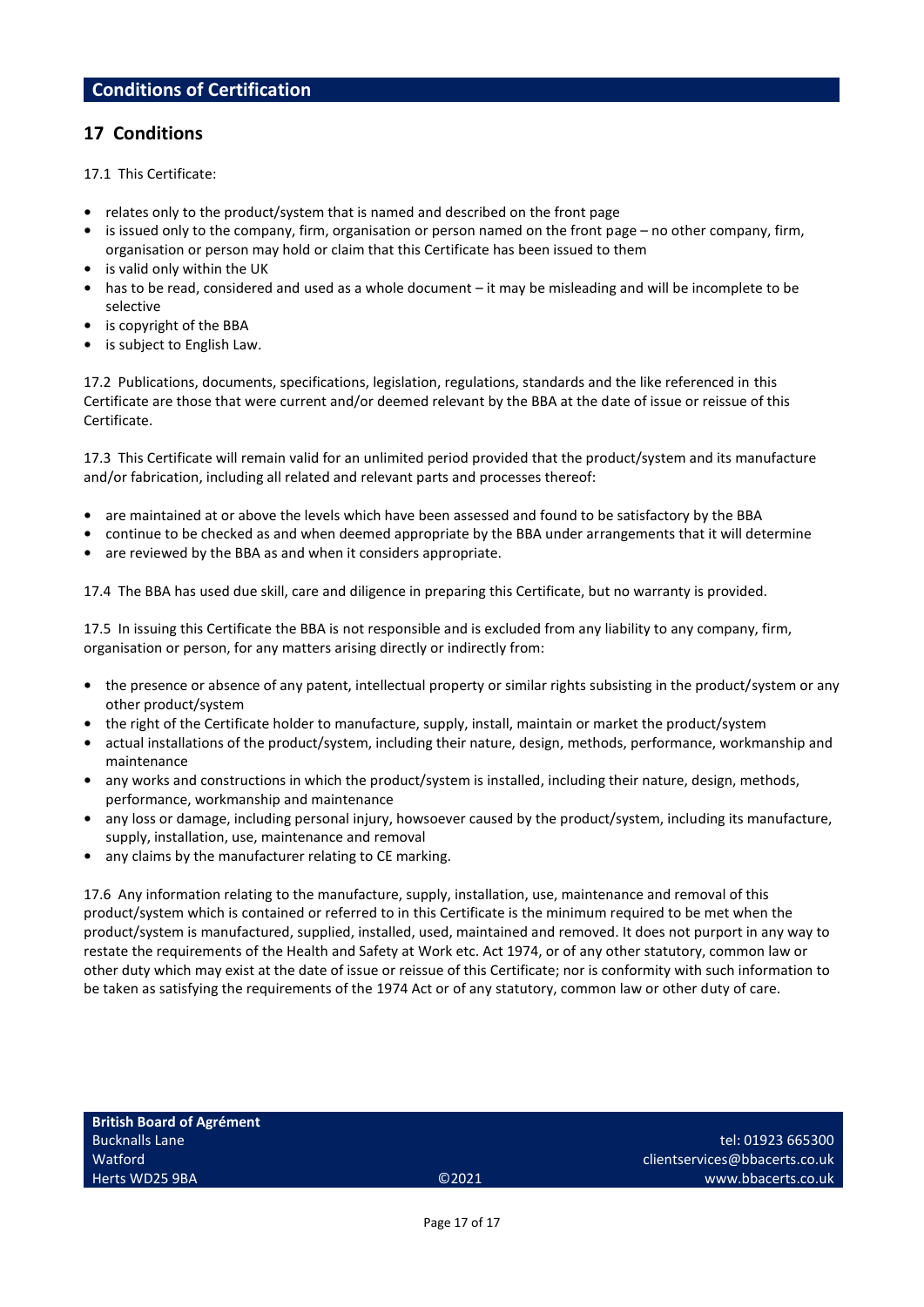## Conditions of Certification

## 17 Conditions

17.1 This Certificate:

- relates only to the product/system that is named and described on the front page
- is issued only to the company, firm, organisation or person named on the front page – no other company, firm, organisation or person may hold or claim that this Certificate has been issued to them
- is valid only within the UK
- has to be read, considered and used as a whole document – it may be misleading and will be incomplete to be selective
- is copyright of the BBA
- is subject to English Law.

17.2 Publications, documents, specifications, legislation, regulations, standards and the like referenced in this Certificate are those that were current and/or deemed relevant by the BBA at the date of issue or reissue of this Certificate.

17.3 This Certificate will remain valid for an unlimited period provided that the product/system and its manufacture and/or fabrication, including all related and relevant parts and processes thereof:

- are maintained at or above the levels which have been assessed and found to be satisfactory by the BBA
- continue to be checked as and when deemed appropriate by the BBA under arrangements that it will determine
- are reviewed by the BBA as and when it considers appropriate.

17.4 The BBA has used due skill, care and diligence in preparing this Certificate, but no warranty is provided.

17.5 In issuing this Certificate the BBA is not responsible and is excluded from any liability to any company, firm, organisation or person, for any matters arising directly or indirectly from:

- the presence or absence of any patent, intellectual property or similar rights subsisting in the product/system or any other product/system
- the right of the Certificate holder to manufacture, supply, install, maintain or market the product/system
- actual installations of the product/system, including their nature, design, methods, performance, workmanship and maintenance
- any works and constructions in which the product/system is installed, including their nature, design, methods, performance, workmanship and maintenance
- any loss or damage, including personal injury, howsoever caused by the product/system, including its manufacture, supply, installation, use, maintenance and removal
- any claims by the manufacturer relating to CE marking.

17.6 Any information relating to the manufacture, supply, installation, use, maintenance and removal of this product/system which is contained or referred to in this Certificate is the minimum required to be met when the product/system is manufactured, supplied, installed, used, maintained and removed. It does not purport in any way to restate the requirements of the Health and Safety at Work etc. Act 1974, or of any other statutory, common law or other duty which may exist at the date of issue or reissue of this Certificate; nor is conformity with such information to be taken as satisfying the requirements of the 1974 Act or of any statutory, common law or other duty of care.

**British Board of Agrément**
Bucknalls Lane
Watford
Herts WD25 9BA

©2021

tel: 01923 665300
clientservices@bbacerts.co.uk
www.bbacerts.co.uk